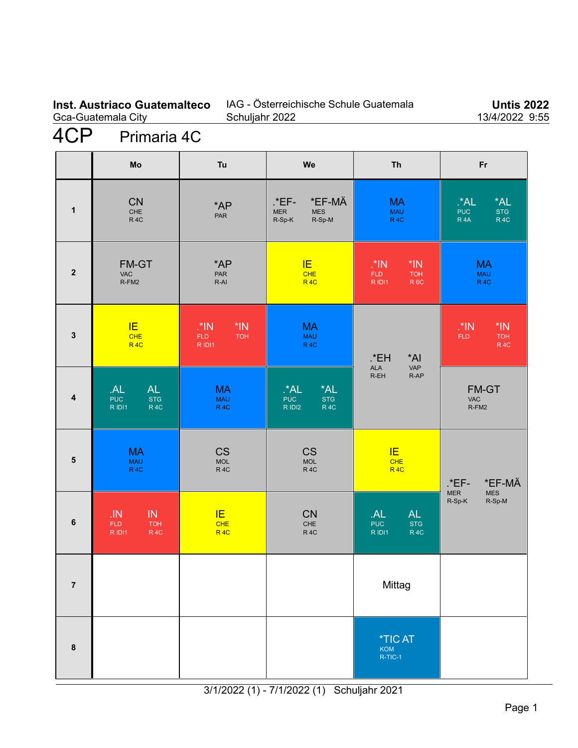**Inst. Austriaco Guatemalteco**
Gca-Guatemala City

IAG - Österreichische Schule Guatemala
Schuljahr 2022

**Untis 2022**
13/4/2022 9:55

# 4CP Primaria 4C

| | Mo | Tu | We | Th | Fr |
|---|---|---|---|---|---|
| 1 | CN CHE R 4C | *AP PAR | .*EF- MER R-Sp-K / *EF-MÄ MES R-Sp-M | MA MAU R 4C | .*AL PUC R 4A / *AL STG R 4C |
| 2 | FM-GT VAC R-FM2 | *AP PAR R-AI | IE CHE R 4C | .*IN FLD R IDI1 / *IN TOH R 6C | MA MAU R 4C |
| 3 | IE CHE R 4C | .*IN FLD R IDI1 / *IN TOH | MA MAU R 4C | .*EH ALA R-EH / *AI VAP R-AP | .*IN FLD / *IN TOH R 4C |
| 4 | .AL PUC R IDI1 / AL STG R 4C | MA MAU R 4C | .*AL PUC R IDI2 / *AL STG R 4C | .*EH ALA R-EH / *AI VAP R-AP | FM-GT VAC R-FM2 |
| 5 | MA MAU R 4C | CS MOL R 4C | CS MOL R 4C | IE CHE R 4C | .*EF- MER R-Sp-K / *EF-MÄ MES R-Sp-M |
| 6 | .IN FLD R IDI1 / IN TOH R 4C | IE CHE R 4C | CN CHE R 4C | .AL PUC R IDI1 / AL STG R 4C | .*EF- MER R-Sp-K / *EF-MÄ MES R-Sp-M |
| 7 | | | | Mittag | |
| 8 | | | | *TIC AT KOM R-TIC-1 | |

3/1/2022 (1) - 7/1/2022 (1) Schuljahr 2021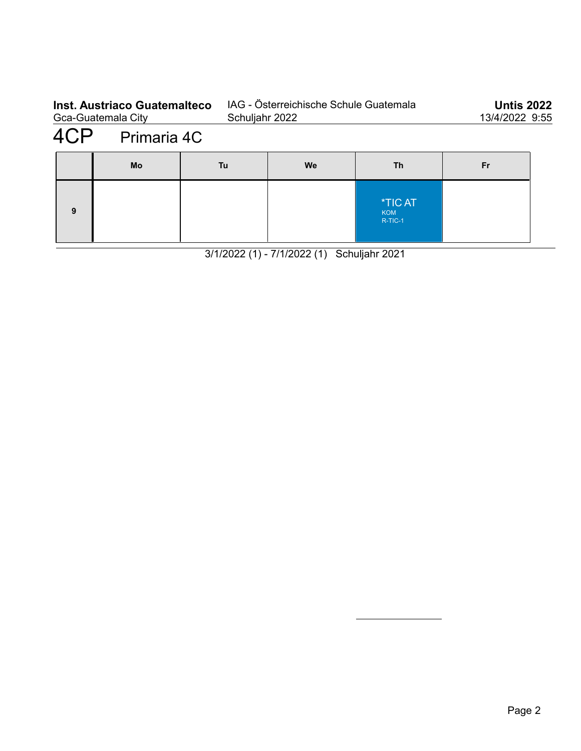**Inst. Austriaco Guatemalteco**
Gca-Guatemala City

IAG - Österreichische Schule Guatemala
Schuljahr 2022

**Untis 2022**
13/4/2022 9:55

# 4CP Primaria 4C

| | Mo | Tu | We | Th | Fr |
|---|---|---|---|---|---|
| 9 | | | | *TIC AT<br>KOM<br>R-TIC-1 | |

3/1/2022 (1) - 7/1/2022 (1) Schuljahr 2021